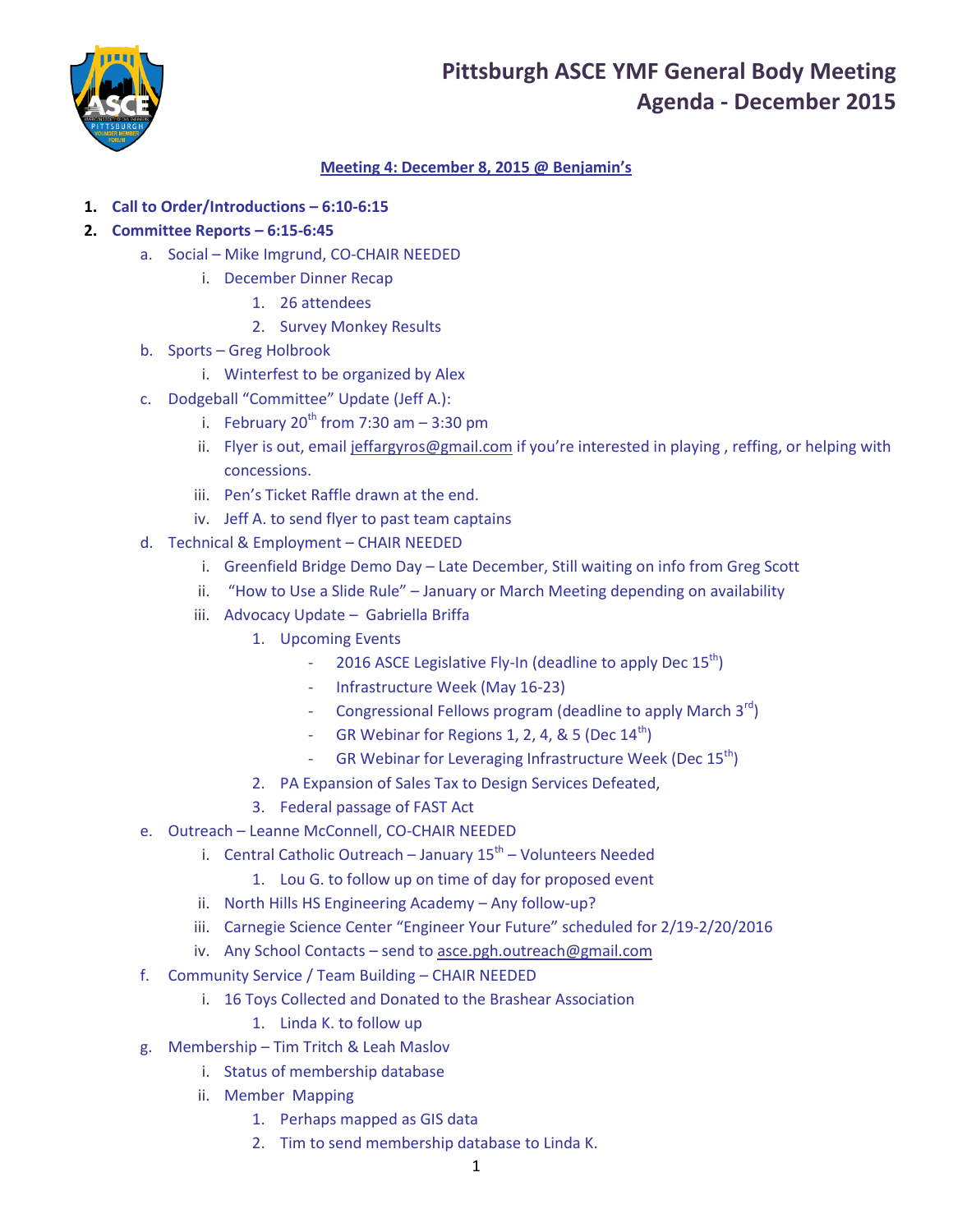# Pittsburgh ASCE YMF General Body Meeting
## Agenda - December 2015

**Meeting 4: December 8, 2015 @ Benjamin's**

1. **Call to Order/Introductions – 6:10-6:15**
2. **Committee Reports – 6:15-6:45**
    a. Social – Mike Imgrund, CO-CHAIR NEEDED
        i. December Dinner Recap
            1. 26 attendees
            2. Survey Monkey Results
    b. Sports – Greg Holbrook
        i. Winterfest to be organized by Alex
    c. Dodgeball "Committee" Update (Jeff A.):
        i. February 20th from 7:30 am – 3:30 pm
        ii. Flyer is out, email jeffargyros@gmail.com if you're interested in playing , reffing, or helping with concessions.
        iii. Pen's Ticket Raffle drawn at the end.
        iv. Jeff A. to send flyer to past team captains
    d. Technical & Employment – CHAIR NEEDED
        i. Greenfield Bridge Demo Day – Late December, Still waiting on info from Greg Scott
        ii. "How to Use a Slide Rule" – January or March Meeting depending on availability
        iii. Advocacy Update – Gabriella Briffa
            1. Upcoming Events
                - 2016 ASCE Legislative Fly-In (deadline to apply Dec 15th)
                - Infrastructure Week (May 16-23)
                - Congressional Fellows program (deadline to apply March 3rd)
                - GR Webinar for Regions 1, 2, 4, & 5 (Dec 14th)
                - GR Webinar for Leveraging Infrastructure Week (Dec 15th)
            2. PA Expansion of Sales Tax to Design Services Defeated,
            3. Federal passage of FAST Act
    e. Outreach – Leanne McConnell, CO-CHAIR NEEDED
        i. Central Catholic Outreach – January 15th – Volunteers Needed
            1. Lou G. to follow up on time of day for proposed event
        ii. North Hills HS Engineering Academy – Any follow-up?
        iii. Carnegie Science Center "Engineer Your Future" scheduled for 2/19-2/20/2016
        iv. Any School Contacts – send to asce.pgh.outreach@gmail.com
    f. Community Service / Team Building – CHAIR NEEDED
        i. 16 Toys Collected and Donated to the Brashear Association
            1. Linda K. to follow up
    g. Membership – Tim Tritch & Leah Maslov
        i. Status of membership database
        ii. Member Mapping
            1. Perhaps mapped as GIS data
            2. Tim to send membership database to Linda K.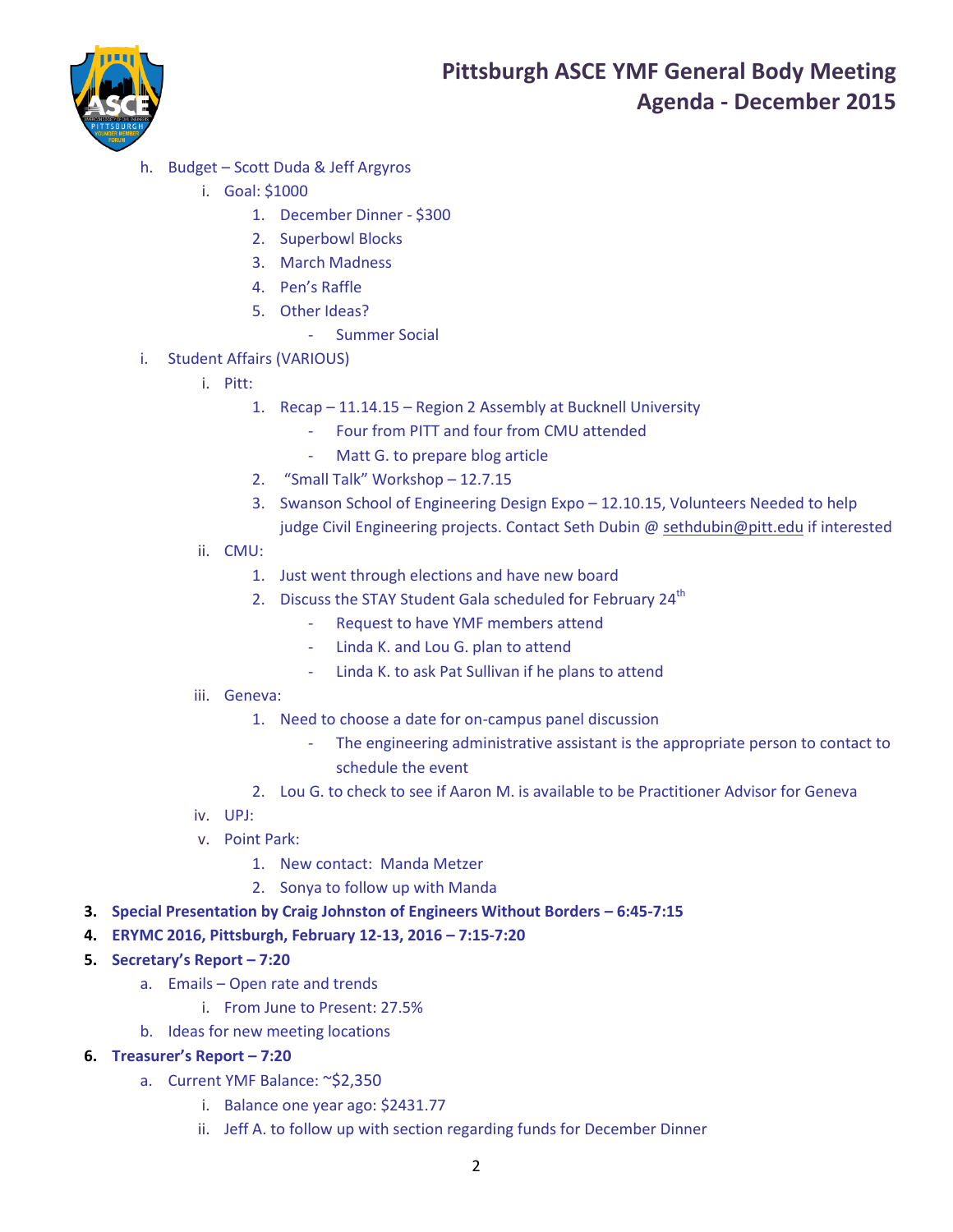h. Budget – Scott Duda & Jeff Argyros
   i. Goal: $1000
      1. December Dinner - $300
      2. Superbowl Blocks
      3. March Madness
      4. Pen's Raffle
      5. Other Ideas?
         - Summer Social
i. Student Affairs (VARIOUS)
   i. Pitt:
      1. Recap – 11.14.15 – Region 2 Assembly at Bucknell University
         - Four from PITT and four from CMU attended
         - Matt G. to prepare blog article
      2. "Small Talk" Workshop – 12.7.15
      3. Swanson School of Engineering Design Expo – 12.10.15, Volunteers Needed to help judge Civil Engineering projects. Contact Seth Dubin @ sethdubin@pitt.edu if interested
   ii. CMU:
      1. Just went through elections and have new board
      2. Discuss the STAY Student Gala scheduled for February 24th
         - Request to have YMF members attend
         - Linda K. and Lou G. plan to attend
         - Linda K. to ask Pat Sullivan if he plans to attend
   iii. Geneva:
      1. Need to choose a date for on-campus panel discussion
         - The engineering administrative assistant is the appropriate person to contact to schedule the event
      2. Lou G. to check to see if Aaron M. is available to be Practitioner Advisor for Geneva
   iv. UPJ:
   v. Point Park:
      1. New contact: Manda Metzer
      2. Sonya to follow up with Manda

**3. Special Presentation by Craig Johnston of Engineers Without Borders – 6:45-7:15**

**4. ERYMC 2016, Pittsburgh, February 12-13, 2016 – 7:15-7:20**

**5. Secretary's Report – 7:20**

a. Emails – Open rate and trends
   i. From June to Present: 27.5%
b. Ideas for new meeting locations

**6. Treasurer's Report – 7:20**

a. Current YMF Balance: ~$2,350
   i. Balance one year ago: $2431.77
   ii. Jeff A. to follow up with section regarding funds for December Dinner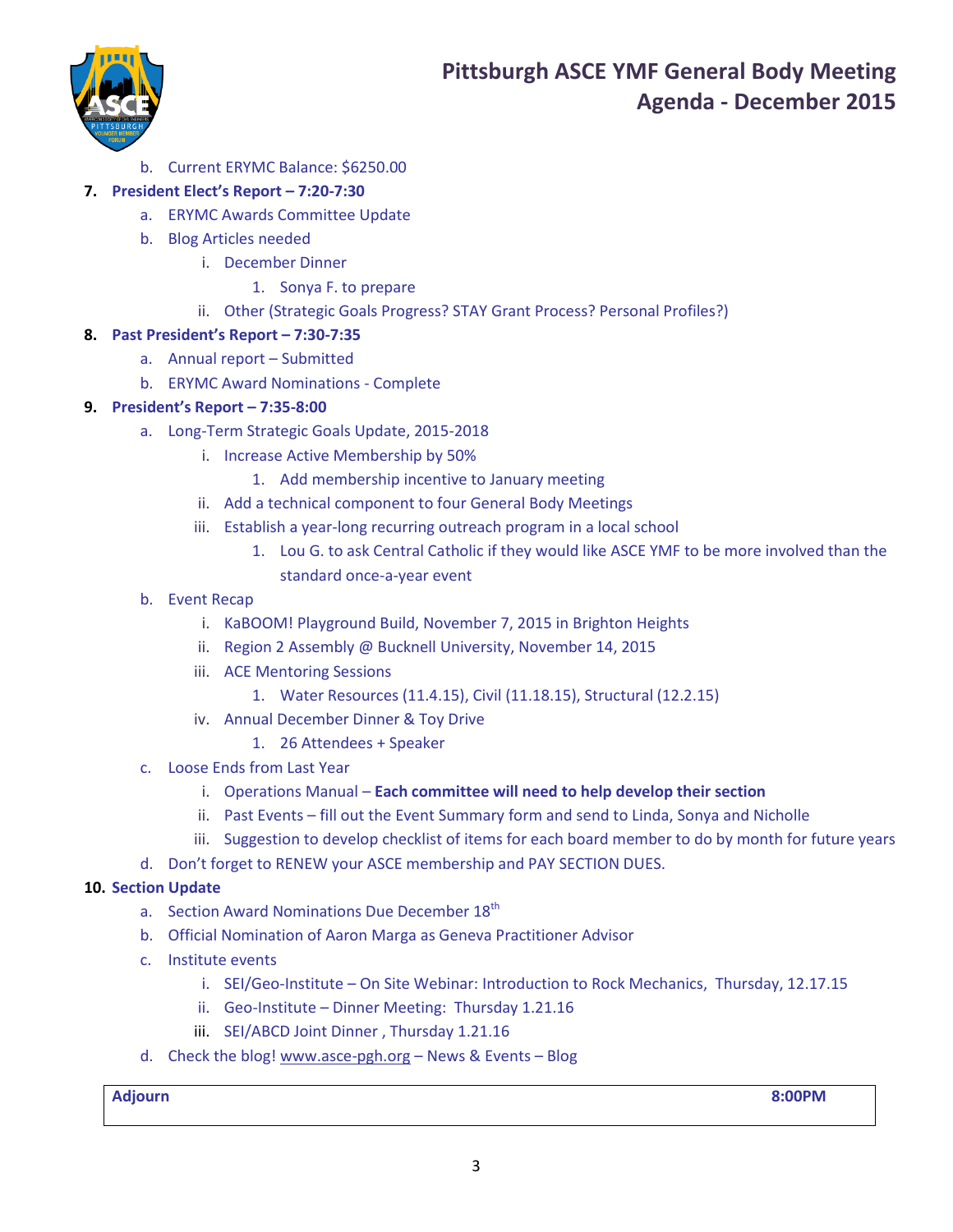b. Current ERYMC Balance: $6250.00

7. **President Elect's Report – 7:20-7:30**
    a. ERYMC Awards Committee Update
    b. Blog Articles needed
        i. December Dinner
            1. Sonya F. to prepare
        ii. Other (Strategic Goals Progress? STAY Grant Process? Personal Profiles?)

8. **Past President's Report – 7:30-7:35**
    a. Annual report – Submitted
    b. ERYMC Award Nominations - Complete

9. **President's Report – 7:35-8:00**
    a. Long-Term Strategic Goals Update, 2015-2018
        i. Increase Active Membership by 50%
            1. Add membership incentive to January meeting
        ii. Add a technical component to four General Body Meetings
        iii. Establish a year-long recurring outreach program in a local school
            1. Lou G. to ask Central Catholic if they would like ASCE YMF to be more involved than the standard once-a-year event
    b. Event Recap
        i. KaBOOM! Playground Build, November 7, 2015 in Brighton Heights
        ii. Region 2 Assembly @ Bucknell University, November 14, 2015
        iii. ACE Mentoring Sessions
            1. Water Resources (11.4.15), Civil (11.18.15), Structural (12.2.15)
        iv. Annual December Dinner & Toy Drive
            1. 26 Attendees + Speaker
    c. Loose Ends from Last Year
        i. Operations Manual – **Each committee will need to help develop their section**
        ii. Past Events – fill out the Event Summary form and send to Linda, Sonya and Nicholle
        iii. Suggestion to develop checklist of items for each board member to do by month for future years
    d. Don't forget to RENEW your ASCE membership and PAY SECTION DUES.

10. **Section Update**
    a. Section Award Nominations Due December 18th
    b. Official Nomination of Aaron Marga as Geneva Practitioner Advisor
    c. Institute events
        i. SEI/Geo-Institute – On Site Webinar: Introduction to Rock Mechanics, Thursday, 12.17.15
        ii. Geo-Institute – Dinner Meeting: Thursday 1.21.16
        iii. SEI/ABCD Joint Dinner , Thursday 1.21.16
    d. Check the blog! www.asce-pgh.org – News & Events – Blog

| | |
|---|---|
| **Adjourn** | **8:00PM** |